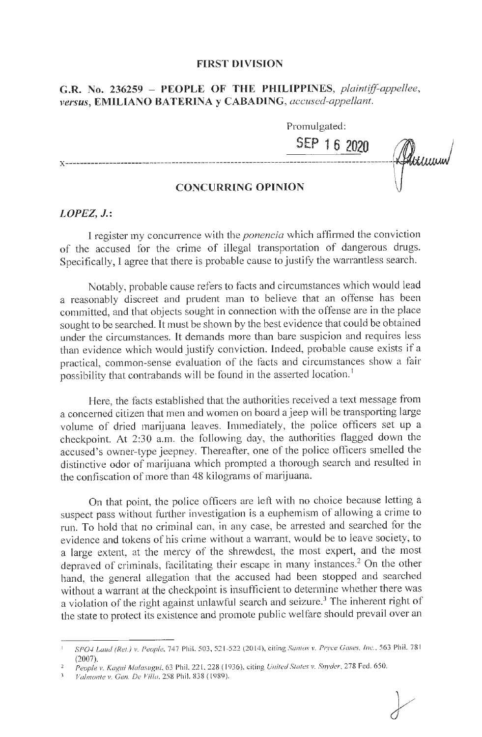**FIRST DIVISION**

**G.R. No. 236259 – PEOPLE OF THE PHILIPPINES,** *plaintiff-appellee,* ***versus*, EMILIANO BATERINA y CABADING,** *accused-appellant.*

Promulgated:

SEP 16 2020

x----------------------------------------------------------------------------------------x

**CONCURRING OPINION**

***LOPEZ, J.:***

I register my concurrence with the *ponencia* which affirmed the conviction of the accused for the crime of illegal transportation of dangerous drugs. Specifically, I agree that there is probable cause to justify the warrantless search.

Notably, probable cause refers to facts and circumstances which would lead a reasonably discreet and prudent man to believe that an offense has been committed, and that objects sought in connection with the offense are in the place sought to be searched. It must be shown by the best evidence that could be obtained under the circumstances. It demands more than bare suspicion and requires less than evidence which would justify conviction. Indeed, probable cause exists if a practical, common-sense evaluation of the facts and circumstances show a fair possibility that contrabands will be found in the asserted location.[1]

Here, the facts established that the authorities received a text message from a concerned citizen that men and women on board a jeep will be transporting large volume of dried marijuana leaves. Immediately, the police officers set up a checkpoint. At 2:30 a.m. the following day, the authorities flagged down the accused's owner-type jeepney. Thereafter, one of the police officers smelled the distinctive odor of marijuana which prompted a thorough search and resulted in the confiscation of more than 48 kilograms of marijuana.

On that point, the police officers are left with no choice because letting a suspect pass without further investigation is a euphemism of allowing a crime to run. To hold that no criminal can, in any case, be arrested and searched for the evidence and tokens of his crime without a warrant, would be to leave society, to a large extent, at the mercy of the shrewdest, the most expert, and the most depraved of criminals, facilitating their escape in many instances.[2] On the other hand, the general allegation that the accused had been stopped and searched without a warrant at the checkpoint is insufficient to determine whether there was a violation of the right against unlawful search and seizure.[3] The inherent right of the state to protect its existence and promote public welfare should prevail over an

---

[1] *SPO4 Laud (Ret.) v. People*, 747 Phil. 503, 521-522 (2014), citing *Santos v. Pryce Gases, Inc.*, 563 Phil. 781 (2007).

[2] *People v. Kagui Malasugui*, 63 Phil. 221, 228 (1936), citing *United States v. Snyder*, 278 Fed. 650.

[3] *Valmonte v. Gen. De Villa*, 258 Phil. 838 (1989).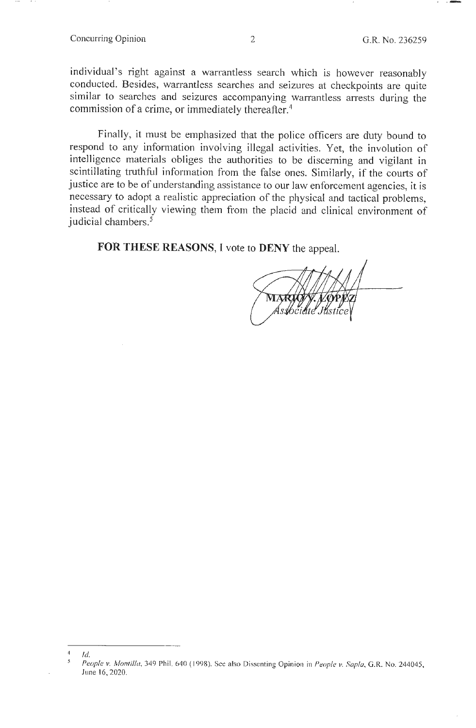individual's right against a warrantless search which is however reasonably conducted. Besides, warrantless searches and seizures at checkpoints are quite similar to searches and seizures accompanying warrantless arrests during the commission of a crime, or immediately thereafter.[4]

Finally, it must be emphasized that the police officers are duty bound to respond to any information involving illegal activities. Yet, the involution of intelligence materials obliges the authorities to be discerning and vigilant in scintillating truthful information from the false ones. Similarly, if the courts of justice are to be of understanding assistance to our law enforcement agencies, it is necessary to adopt a realistic appreciation of the physical and tactical problems, instead of critically viewing them from the placid and clinical environment of judicial chambers.[5]

**FOR THESE REASONS**, I vote to **DENY** the appeal.

MARIO V. LOPEZ
*Associate Justice*

---

[4] *Id.*

[5] *People v. Montilla*, 349 Phil. 640 (1998). See also Dissenting Opinion in *People v. Sapla*, G.R. No. 244045, June 16, 2020.